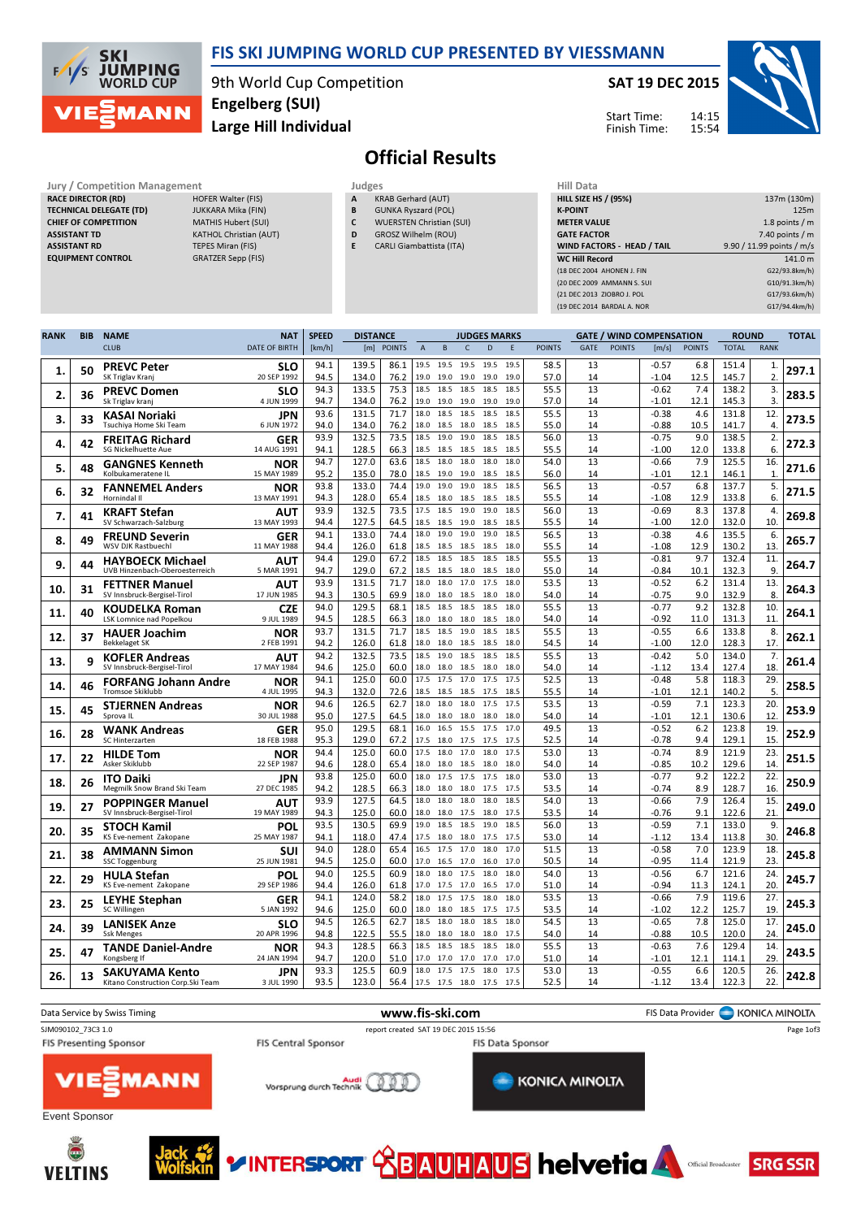# FIS SKI JUMPING WORLD CUP PRESENTED BY VIESSMANN

9th World Cup Competition
Engelberg (SUI)
Large Hill Individual

SAT 19 DEC 2015

Start Time: 14:15
Finish Time: 15:54

## Official Results

**Jury / Competition Management**

| | |
|---|---|
| RACE DIRECTOR (RD) | HOFER Walter (FIS) |
| TECHNICAL DELEGATE (TD) | JUKKARA Mika (FIN) |
| CHIEF OF COMPETITION | MATHIS Hubert (SUI) |
| ASSISTANT TD | KATHOL Christian (AUT) |
| ASSISTANT RD | TEPES Miran (FIS) |
| EQUIPMENT CONTROL | GRATZER Sepp (FIS) |

**Judges**

| | |
|---|---|
| A | KRAB Gerhard (AUT) |
| B | GUNKA Ryszard (POL) |
| C | WUERSTEN Christian (SUI) |
| D | GROSZ Wilhelm (ROU) |
| E | CARLI Giambattista (ITA) |

**Hill Data**

| | |
|---|---|
| HILL SIZE HS / (95%) | 137m (130m) |
| K-POINT | 125m |
| METER VALUE | 1.8 points / m |
| GATE FACTOR | 7.40 points / m |
| WIND FACTORS - HEAD / TAIL | 9.90 / 11.99 points / m/s |
| WC Hill Record | 141.0 m |
| (18 DEC 2004 AHONEN J. FIN | G22/93.8km/h) |
| (20 DEC 2009 AMMANN S. SUI | G10/91.3km/h) |
| (21 DEC 2013 ZIOBRO J. POL | G17/93.6km/h) |
| (19 DEC 2014 BARDAL A. NOR | G17/94.4km/h) |

| RANK | BIB | NAME / CLUB | NAT / DATE OF BIRTH | SPEED [km/h] | DISTANCE [m] | DISTANCE POINTS | A | B | C | D | E | JUDGES POINTS | GATE | GATE POINTS | WIND [m/s] | WIND POINTS | ROUND TOTAL | ROUND RANK | TOTAL |
|---|---|---|---|---|---|---|---|---|---|---|---|---|---|---|---|---|---|---|---|
| 1. | 50 | PREVC Peter | SLO | 94.1 | 139.5 | 86.1 | 19.5 | 19.5 | 19.5 | 19.5 | 19.5 | 58.5 | 13 | | -0.57 | 6.8 | 151.4 | 1. | 297.1 |
| | | SK Triglav Kranj | 20 SEP 1992 | 94.5 | 134.0 | 76.2 | 19.0 | 19.0 | 19.0 | 19.0 | 19.0 | 57.0 | 14 | | -1.04 | 12.5 | 145.7 | 2. | |
| 2. | 36 | PREVC Domen | SLO | 94.3 | 133.5 | 75.3 | 18.5 | 18.5 | 18.5 | 18.5 | 18.5 | 55.5 | 13 | | -0.62 | 7.4 | 138.2 | 3. | 283.5 |
| | | Sk Triglav kranj | 4 JUN 1999 | 94.7 | 134.0 | 76.2 | 19.0 | 19.0 | 19.0 | 19.0 | 19.0 | 57.0 | 14 | | -1.01 | 12.1 | 145.3 | 3. | |
| 3. | 33 | KASAI Noriaki | JPN | 93.6 | 131.5 | 71.7 | 18.0 | 18.5 | 18.5 | 18.5 | 18.5 | 55.5 | 13 | | -0.38 | 4.6 | 131.8 | 12. | 273.5 |
| | | Tsuchiya Home Ski Team | 6 JUN 1972 | 94.0 | 134.0 | 76.2 | 18.0 | 18.5 | 18.0 | 18.5 | 18.5 | 55.0 | 14 | | -0.88 | 10.5 | 141.7 | 4. | |
| 4. | 42 | FREITAG Richard | GER | 93.9 | 132.5 | 73.5 | 18.5 | 19.0 | 19.0 | 18.5 | 18.5 | 56.0 | 13 | | -0.75 | 9.0 | 138.5 | 2. | 272.3 |
| | | SG Nickelhuette Aue | 14 AUG 1991 | 94.1 | 128.5 | 66.3 | 18.5 | 18.5 | 18.5 | 18.5 | 18.5 | 55.5 | 14 | | -1.00 | 12.0 | 133.8 | 6. | |
| 5. | 48 | GANGNES Kenneth | NOR | 94.7 | 127.0 | 63.6 | 18.5 | 18.0 | 18.0 | 18.0 | 18.0 | 54.0 | 13 | | -0.66 | 7.9 | 125.5 | 16. | 271.6 |
| | | Kolbukameratene IL | 15 MAY 1989 | 95.2 | 135.0 | 78.0 | 18.5 | 19.0 | 19.0 | 18.5 | 18.5 | 56.0 | 14 | | -1.01 | 12.1 | 146.1 | 1. | |
| 6. | 32 | FANNEMEL Anders | NOR | 93.8 | 133.0 | 74.4 | 19.0 | 19.0 | 19.0 | 18.5 | 18.5 | 56.5 | 13 | | -0.57 | 6.8 | 137.7 | 5. | 271.5 |
| | | Hornindal Il | 13 MAY 1991 | 94.3 | 128.0 | 65.4 | 18.5 | 18.0 | 18.5 | 18.5 | 18.5 | 55.5 | 14 | | -1.08 | 12.9 | 133.8 | 6. | |
| 7. | 41 | KRAFT Stefan | AUT | 93.9 | 132.5 | 73.5 | 17.5 | 18.5 | 19.0 | 19.0 | 18.5 | 56.0 | 13 | | -0.69 | 8.3 | 137.8 | 4. | 269.8 |
| | | SV Schwarzach-Salzburg | 13 MAY 1993 | 94.4 | 127.5 | 64.5 | 18.5 | 18.5 | 19.0 | 18.5 | 18.5 | 55.5 | 14 | | -1.00 | 12.0 | 132.0 | 10. | |
| 8. | 49 | FREUND Severin | GER | 94.1 | 133.0 | 74.4 | 18.0 | 19.0 | 19.0 | 19.0 | 18.5 | 56.5 | 13 | | -0.38 | 4.6 | 135.5 | 6. | 265.7 |
| | | WSV DJK Rastbuechl | 11 MAY 1988 | 94.4 | 126.0 | 61.8 | 18.5 | 18.5 | 18.5 | 18.5 | 18.0 | 55.5 | 14 | | -1.08 | 12.9 | 130.2 | 13. | |
| 9. | 44 | HAYBOECK Michael | AUT | 94.4 | 129.0 | 67.2 | 18.5 | 18.5 | 18.5 | 18.5 | 18.5 | 55.5 | 13 | | -0.81 | 9.7 | 132.4 | 11. | 264.7 |
| | | UVB Hinzenbach-Oberoesterreich | 5 MAR 1991 | 94.7 | 129.0 | 67.2 | 18.5 | 18.5 | 18.0 | 18.5 | 18.0 | 55.0 | 14 | | -0.84 | 10.1 | 132.3 | 9. | |
| 10. | 31 | FETTNER Manuel | AUT | 93.9 | 131.5 | 71.7 | 18.0 | 18.0 | 17.0 | 17.5 | 18.0 | 53.5 | 13 | | -0.52 | 6.2 | 131.4 | 13. | 264.3 |
| | | SV Innsbruck-Bergisel-Tirol | 17 JUN 1985 | 94.3 | 130.5 | 69.9 | 18.0 | 18.0 | 18.0 | 18.5 | 18.0 | 54.0 | 14 | | -0.75 | 9.0 | 132.9 | 8. | |
| 11. | 40 | KOUDELKA Roman | CZE | 94.0 | 129.5 | 68.1 | 18.5 | 18.5 | 18.5 | 18.5 | 18.0 | 55.5 | 13 | | -0.77 | 9.2 | 132.8 | 10. | 264.1 |
| | | LSK Lomnice nad Popelkou | 9 JUL 1989 | 94.4 | 128.5 | 66.3 | 18.0 | 18.0 | 18.0 | 18.0 | 18.0 | 54.0 | 14 | | -0.92 | 11.0 | 131.3 | 11. | |
| 12. | 37 | HAUER Joachim | NOR | 93.7 | 131.5 | 71.7 | 18.5 | 18.5 | 19.0 | 18.5 | 18.5 | 55.5 | 13 | | -0.55 | 6.6 | 133.8 | 8. | 262.1 |
| | | Bekkelaget SK | 2 FEB 1991 | 94.2 | 126.0 | 61.8 | 18.0 | 18.0 | 18.5 | 18.5 | 18.0 | 54.5 | 14 | | -1.00 | 12.0 | 128.3 | 17. | |
| 13. | 9 | KOFLER Andreas | AUT | 94.2 | 132.5 | 73.5 | 18.5 | 19.0 | 18.5 | 18.5 | 18.5 | 55.5 | 13 | | -0.42 | 5.0 | 134.0 | 7. | 261.4 |
| | | SV Innsbruck-Bergisel-Tirol | 17 MAY 1984 | 94.6 | 125.0 | 60.0 | 18.0 | 18.0 | 18.0 | 18.0 | 18.0 | 54.0 | 14 | | -1.12 | 13.4 | 127.4 | 18. | |
| 14. | 46 | FORFANG Johann Andre | NOR | 94.1 | 125.0 | 60.0 | 17.5 | 17.5 | 17.0 | 17.5 | 17.5 | 52.5 | 13 | | -0.48 | 5.8 | 118.3 | 29. | 258.5 |
| | | Tromsoe Skiklubb | 4 JUL 1995 | 94.3 | 132.0 | 72.6 | 18.5 | 18.5 | 18.5 | 17.5 | 18.5 | 55.5 | 14 | | -1.01 | 12.1 | 140.2 | 5. | |
| 15. | 45 | STJERNEN Andreas | NOR | 94.6 | 126.5 | 62.7 | 18.0 | 18.0 | 18.0 | 17.5 | 17.5 | 53.5 | 13 | | -0.59 | 7.1 | 123.3 | 20. | 253.9 |
| | | Sprova IL | 30 JUL 1988 | 95.0 | 127.5 | 64.5 | 18.0 | 18.0 | 18.0 | 18.0 | 18.0 | 54.0 | 14 | | -1.01 | 12.1 | 130.6 | 12. | |
| 16. | 28 | WANK Andreas | GER | 95.0 | 129.5 | 68.1 | 16.0 | 16.5 | 15.5 | 17.5 | 17.0 | 49.5 | 13 | | -0.52 | 6.2 | 123.8 | 19. | 252.9 |
| | | SC Hinterzarten | 18 FEB 1988 | 95.3 | 129.0 | 67.2 | 17.5 | 18.0 | 17.5 | 17.5 | 17.5 | 52.5 | 14 | | -0.78 | 9.4 | 129.1 | 15. | |
| 17. | 22 | HILDE Tom | NOR | 94.4 | 125.0 | 60.0 | 17.5 | 18.0 | 17.0 | 18.0 | 17.5 | 53.0 | 13 | | -0.74 | 8.9 | 121.9 | 23. | 251.5 |
| | | Asker Skiklubb | 22 SEP 1987 | 94.6 | 128.0 | 65.4 | 18.0 | 18.0 | 18.5 | 18.0 | 18.0 | 54.0 | 14 | | -0.85 | 10.2 | 129.6 | 14. | |
| 18. | 26 | ITO Daiki | JPN | 93.8 | 125.0 | 60.0 | 18.0 | 17.5 | 17.5 | 17.5 | 18.0 | 53.0 | 13 | | -0.77 | 9.2 | 122.2 | 22. | 250.9 |
| | | Megmilk Snow Brand Ski Team | 27 DEC 1985 | 94.2 | 128.5 | 66.3 | 18.0 | 18.0 | 18.0 | 17.5 | 17.5 | 53.5 | 14 | | -0.74 | 8.9 | 128.7 | 16. | |
| 19. | 27 | POPPINGER Manuel | AUT | 93.9 | 127.5 | 64.5 | 18.0 | 18.0 | 18.0 | 18.0 | 18.0 | 54.0 | 13 | | -0.66 | 7.9 | 126.4 | 15. | 249.0 |
| | | SV Innsbruck-Bergisel-Tirol | 19 MAY 1989 | 94.3 | 125.0 | 60.0 | 18.0 | 18.0 | 17.5 | 18.0 | 17.5 | 53.5 | 14 | | -0.76 | 9.1 | 122.6 | 21. | |
| 20. | 35 | STOCH Kamil | POL | 93.5 | 130.5 | 69.9 | 19.0 | 18.5 | 18.5 | 19.0 | 18.5 | 56.0 | 13 | | -0.59 | 7.1 | 133.0 | 9. | 246.8 |
| | | KS Eve-nement Zakopane | 25 MAY 1987 | 94.1 | 118.0 | 47.4 | 17.5 | 18.0 | 18.0 | 17.5 | 17.5 | 53.0 | 14 | | -1.12 | 13.4 | 113.8 | 30. | |
| 21. | 38 | AMMANN Simon | SUI | 94.0 | 128.0 | 65.4 | 16.5 | 17.5 | 17.0 | 18.0 | 17.0 | 51.5 | 13 | | -0.58 | 7.0 | 123.9 | 18. | 245.8 |
| | | SSC Toggenburg | 25 JUN 1981 | 94.5 | 125.0 | 60.0 | 17.0 | 16.5 | 17.0 | 16.0 | 17.0 | 50.5 | 14 | | -0.95 | 11.4 | 121.9 | 23. | |
| 22. | 29 | HULA Stefan | POL | 94.0 | 125.5 | 60.9 | 18.0 | 18.0 | 17.5 | 18.0 | 18.0 | 54.0 | 13 | | -0.56 | 6.7 | 121.6 | 24. | 245.7 |
| | | KS Eve-nement Zakopane | 29 SEP 1986 | 94.4 | 126.0 | 61.8 | 17.0 | 17.5 | 17.0 | 16.5 | 17.0 | 51.0 | 14 | | -0.94 | 11.3 | 124.1 | 20. | |
| 23. | 25 | LEYHE Stephan | GER | 94.1 | 124.0 | 58.2 | 18.0 | 17.5 | 17.5 | 18.0 | 18.0 | 53.5 | 13 | | -0.66 | 7.9 | 119.6 | 27. | 245.3 |
| | | SC Willingen | 5 JAN 1992 | 94.6 | 125.0 | 60.0 | 18.0 | 18.0 | 18.5 | 17.5 | 17.5 | 53.5 | 14 | | -1.02 | 12.2 | 125.7 | 19. | |
| 24. | 39 | LANISEK Anze | SLO | 94.5 | 126.5 | 62.7 | 18.5 | 18.0 | 18.0 | 18.5 | 18.0 | 54.5 | 13 | | -0.65 | 7.8 | 125.0 | 17. | 245.0 |
| | | Ssk Menges | 20 APR 1996 | 94.8 | 122.5 | 55.5 | 18.0 | 18.0 | 18.0 | 18.0 | 18.0 | 54.0 | 14 | | -0.88 | 10.5 | 120.0 | 24. | |
| 25. | 47 | TANDE Daniel-Andre | NOR | 94.3 | 128.5 | 66.3 | 18.5 | 18.5 | 18.5 | 18.5 | 18.0 | 55.5 | 13 | | -0.63 | 7.6 | 129.4 | 14. | 243.5 |
| | | Kongsberg If | 24 JAN 1994 | 94.7 | 120.0 | 51.0 | 17.0 | 17.0 | 17.0 | 17.0 | 17.0 | 51.0 | 14 | | -1.01 | 12.1 | 114.1 | 29. | |
| 26. | 13 | SAKUYAMA Kento | JPN | 93.3 | 125.5 | 60.9 | 18.0 | 17.5 | 17.5 | 18.0 | 17.5 | 53.0 | 13 | | -0.55 | 6.6 | 120.5 | 26. | 242.8 |
| | | Kitano Construction Corp.Ski Team | 3 JUL 1990 | 93.5 | 123.0 | 56.4 | 17.5 | 17.5 | 18.0 | 17.5 | 17.5 | 52.5 | 14 | | -1.12 | 13.4 | 122.3 | 22. | |

Data Service by Swiss Timing — www.fis-ski.com — FIS Data Provider KONICA MINOLTA

SJM090102_73C3 1.0 — report created SAT 19 DEC 2015 15:56

FIS Presenting Sponsor: VIESSMANN — FIS Central Sponsor: Audi Vorsprung durch Technik — FIS Data Sponsor: KONICA MINOLTA

Event Sponsor: VELTINS, Jack Wolfskin, INTERSPORT, BAUHAUS, helvetia — Official Broadcaster: SRG SSR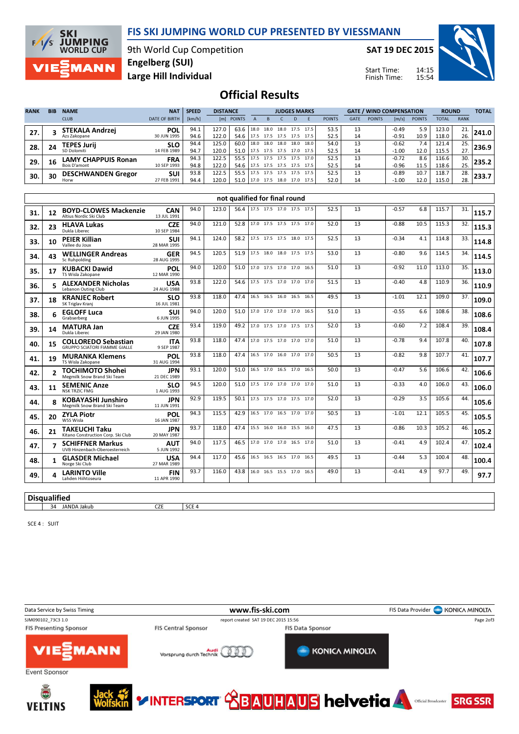# FIS SKI JUMPING WORLD CUP PRESENTED BY VIESSMANN

9th World Cup Competition
Engelberg (SUI)
Large Hill Individual

SAT 19 DEC 2015

Start Time: 14:15
Finish Time: 15:54

## Official Results

| RANK | BIB | NAME / CLUB | NAT / DATE OF BIRTH | SPEED [km/h] | DISTANCE [m] | DISTANCE POINTS | A | B | C | D | E | JUDGES POINTS | GATE | GATE POINTS | WIND [m/s] | WIND POINTS | ROUND TOTAL | ROUND RANK | TOTAL |
|---|---|---|---|---|---|---|---|---|---|---|---|---|---|---|---|---|---|---|---|
| 27. | 3 | STEKALA Andrzej / Azs Zakopane | POL / 30 JUN 1995 | 94.1 | 127.0 | 63.6 | 18.0 | 18.0 | 18.0 | 17.5 | 17.5 | 53.5 | 13 | | -0.49 | 5.9 | 123.0 | 21. | 241.0 |
| | | | | 94.6 | 122.0 | 54.6 | 17.5 | 17.5 | 17.5 | 17.5 | 17.5 | 52.5 | 14 | | -0.91 | 10.9 | 118.0 | 26. | |
| 28. | 24 | TEPES Jurij / SD Dolomiti | SLO / 14 FEB 1989 | 94.4 | 125.0 | 60.0 | 18.0 | 18.0 | 18.0 | 18.0 | 18.0 | 54.0 | 13 | | -0.62 | 7.4 | 121.4 | 25. | 236.9 |
| | | | | 94.7 | 120.0 | 51.0 | 17.5 | 17.5 | 17.5 | 17.0 | 17.5 | 52.5 | 14 | | -1.00 | 12.0 | 115.5 | 27. | |
| 29. | 16 | LAMY CHAPPUIS Ronan / Bois D'amont | FRA / 10 SEP 1993 | 94.3 | 122.5 | 55.5 | 17.5 | 17.5 | 17.5 | 17.5 | 17.0 | 52.5 | 13 | | -0.72 | 8.6 | 116.6 | 30. | 235.2 |
| | | | | 94.8 | 122.0 | 54.6 | 17.5 | 17.5 | 17.5 | 17.5 | 17.5 | 52.5 | 14 | | -0.96 | 11.5 | 118.6 | 25. | |
| 30. | 30 | DESCHWANDEN Gregor / Horw | SUI / 27 FEB 1991 | 93.8 | 122.5 | 55.5 | 17.5 | 17.5 | 17.5 | 17.5 | 17.5 | 52.5 | 13 | | -0.89 | 10.7 | 118.7 | 28. | 233.7 |
| | | | | 94.4 | 120.0 | 51.0 | 17.0 | 17.5 | 18.0 | 17.0 | 17.5 | 52.0 | 14 | | -1.00 | 12.0 | 115.0 | 28. | |

### not qualified for final round

| RANK | BIB | NAME / CLUB | NAT / DATE OF BIRTH | SPEED [km/h] | DISTANCE [m] | DISTANCE POINTS | A | B | C | D | E | JUDGES POINTS | GATE | GATE POINTS | WIND [m/s] | WIND POINTS | ROUND TOTAL | ROUND RANK | TOTAL |
|---|---|---|---|---|---|---|---|---|---|---|---|---|---|---|---|---|---|---|---|
| 31. | 12 | BOYD-CLOWES Mackenzie / Altius Nordic Ski Club | CAN / 13 JUL 1991 | 94.0 | 123.0 | 56.4 | 17.5 | 17.5 | 17.0 | 17.5 | 17.5 | 52.5 | 13 | | -0.57 | 6.8 | 115.7 | 31. | 115.7 |
| 32. | 23 | HLAVA Lukas / Dukla Liberec | CZE / 10 SEP 1984 | 94.0 | 121.0 | 52.8 | 17.0 | 17.5 | 17.5 | 17.5 | 17.0 | 52.0 | 13 | | -0.88 | 10.5 | 115.3 | 32. | 115.3 |
| 33. | 10 | PEIER Killian / Vallee du Joux | SUI / 28 MAR 1995 | 94.1 | 124.0 | 58.2 | 17.5 | 17.5 | 17.5 | 18.0 | 17.5 | 52.5 | 13 | | -0.34 | 4.1 | 114.8 | 33. | 114.8 |
| 34. | 43 | WELLINGER Andreas / Sc Ruhpolding | GER / 28 AUG 1995 | 94.5 | 120.5 | 51.9 | 17.5 | 18.0 | 18.0 | 17.5 | 17.5 | 53.0 | 13 | | -0.80 | 9.6 | 114.5 | 34. | 114.5 |
| 35. | 17 | KUBACKI Dawid / TS Wisla Zakopane | POL / 12 MAR 1990 | 94.0 | 120.0 | 51.0 | 17.0 | 17.5 | 17.0 | 17.0 | 16.5 | 51.0 | 13 | | -0.92 | 11.0 | 113.0 | 35. | 113.0 |
| 36. | 5 | ALEXANDER Nicholas / Lebanon Outing Club | USA / 24 AUG 1988 | 93.8 | 122.0 | 54.6 | 17.5 | 17.5 | 17.0 | 17.0 | 17.0 | 51.5 | 13 | | -0.40 | 4.8 | 110.9 | 36. | 110.9 |
| 37. | 18 | KRANJEC Robert / SK Triglav Kranj | SLO / 16 JUL 1981 | 93.8 | 118.0 | 47.4 | 16.5 | 16.5 | 16.0 | 16.5 | 16.5 | 49.5 | 13 | | -1.01 | 12.1 | 109.0 | 37. | 109.0 |
| 38. | 6 | EGLOFF Luca / Grabserberg | SUI / 6 JUN 1995 | 94.0 | 120.0 | 51.0 | 17.0 | 17.0 | 17.0 | 17.0 | 16.5 | 51.0 | 13 | | -0.55 | 6.6 | 108.6 | 38. | 108.6 |
| 39. | 14 | MATURA Jan / Dukla Liberec | CZE / 29 JAN 1980 | 93.4 | 119.0 | 49.2 | 17.0 | 17.5 | 17.0 | 17.5 | 17.5 | 52.0 | 13 | | -0.60 | 7.2 | 108.4 | 39. | 108.4 |
| 40. | 15 | COLLOREDO Sebastian / GRUPPO SCIATORI FIAMME GIALLE | ITA / 9 SEP 1987 | 93.8 | 118.0 | 47.4 | 17.0 | 17.5 | 17.0 | 17.0 | 17.0 | 51.0 | 13 | | -0.78 | 9.4 | 107.8 | 40. | 107.8 |
| 41. | 19 | MURANKA Klemens / TS Wisla Zakopane | POL / 31 AUG 1994 | 93.8 | 118.0 | 47.4 | 16.5 | 17.0 | 16.0 | 17.0 | 17.0 | 50.5 | 13 | | -0.82 | 9.8 | 107.7 | 41. | 107.7 |
| 42. | 2 | TOCHIMOTO Shohei / Megmilk Snow Brand Ski Team | JPN / 21 DEC 1989 | 93.1 | 120.0 | 51.0 | 16.5 | 17.0 | 16.5 | 17.0 | 16.5 | 50.0 | 13 | | -0.47 | 5.6 | 106.6 | 42. | 106.6 |
| 43. | 11 | SEMENIC Anze / NSK TRZIC FMG | SLO / 1 AUG 1993 | 94.5 | 120.0 | 51.0 | 17.5 | 17.0 | 17.0 | 17.0 | 17.0 | 51.0 | 13 | | -0.33 | 4.0 | 106.0 | 43. | 106.0 |
| 44. | 8 | KOBAYASHI Junshiro / Megmilk Snow Brand Ski Team | JPN / 11 JUN 1991 | 92.9 | 119.5 | 50.1 | 17.5 | 17.5 | 17.0 | 17.5 | 17.0 | 52.0 | 13 | | -0.29 | 3.5 | 105.6 | 44. | 105.6 |
| 45. | 20 | ZYLA Piotr / WSS Wisla | POL / 16 JAN 1987 | 94.3 | 115.5 | 42.9 | 16.5 | 17.0 | 16.5 | 17.0 | 17.0 | 50.5 | 13 | | -1.01 | 12.1 | 105.5 | 45. | 105.5 |
| 46. | 21 | TAKEUCHI Taku / Kitano Construction Corp. Ski Club | JPN / 20 MAY 1987 | 93.7 | 118.0 | 47.4 | 15.5 | 16.0 | 16.0 | 15.5 | 16.0 | 47.5 | 13 | | -0.86 | 10.3 | 105.2 | 46. | 105.2 |
| 47. | 7 | SCHIFFNER Markus / UVB Hinzenbach-Oberoesterreich | AUT / 5 JUN 1992 | 94.0 | 117.5 | 46.5 | 17.0 | 17.0 | 17.0 | 16.5 | 17.0 | 51.0 | 13 | | -0.41 | 4.9 | 102.4 | 47. | 102.4 |
| 48. | 1 | GLASDER Michael / Norge Ski Club | USA / 27 MAR 1989 | 94.4 | 117.0 | 45.6 | 16.5 | 16.5 | 16.5 | 17.0 | 16.5 | 49.5 | 13 | | -0.44 | 5.3 | 100.4 | 48. | 100.4 |
| 49. | 4 | LARINTO Ville / Lahden Hiihtoseura | FIN / 11 APR 1990 | 93.7 | 116.0 | 43.8 | 16.0 | 16.5 | 15.5 | 17.0 | 16.5 | 49.0 | 13 | | -0.41 | 4.9 | 97.7 | 49. | 97.7 |

### Disqualified

| BIB | NAME | NAT | REASON |
|---|---|---|---|
| 34 | JANDA Jakub | CZE | SCE 4 |

SCE 4 : SUIT

Data Service by Swiss Timing — www.fis-ski.com — FIS Data Provider KONICA MINOLTA

SJM090102_73C3 1.0 — report created SAT 19 DEC 2015 15:56

FIS Presenting Sponsor: VIESSMANN — FIS Central Sponsor: Audi — FIS Data Sponsor: KONICA MINOLTA

Event Sponsor: VELTINS, Jack Wolfskin, INTERSPORT, BAUHAUS, helvetia, SRG SSR (Official Broadcaster)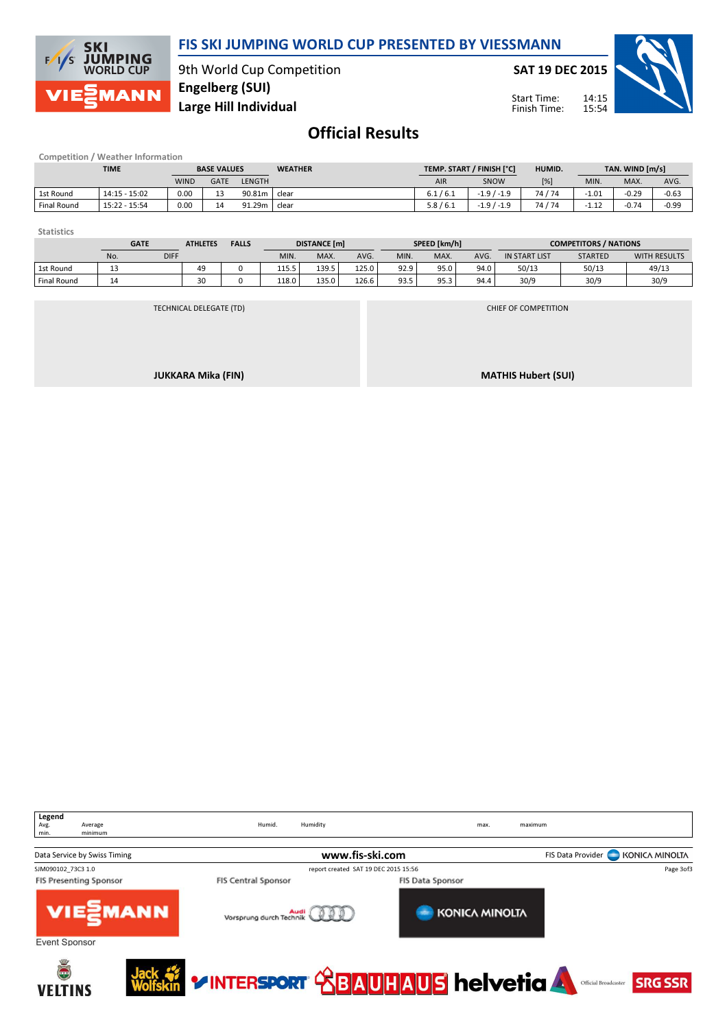# FIS SKI JUMPING WORLD CUP PRESENTED BY VIESSMANN

9th World Cup Competition
**Engelberg (SUI)**
**Large Hill Individual**

**SAT 19 DEC 2015**

Start Time: 14:15
Finish Time: 15:54

## Official Results

Competition / Weather Information

| | TIME | BASE VALUES | | | WEATHER | TEMP. START / FINISH [°C] | | HUMID. | TAN. WIND [m/s] | | |
|---|---|---|---|---|---|---|---|---|---|---|---|
| | | WIND | GATE | LENGTH | | AIR | SNOW | [%] | MIN. | MAX. | AVG. |
| 1st Round | 14:15 - 15:02 | 0.00 | 13 | 90.81m | clear | 6.1 / 6.1 | -1.9 / -1.9 | 74 / 74 | -1.01 | -0.29 | -0.63 |
| Final Round | 15:22 - 15:54 | 0.00 | 14 | 91.29m | clear | 5.8 / 6.1 | -1.9 / -1.9 | 74 / 74 | -1.12 | -0.74 | -0.99 |

Statistics

| | GATE | | ATHLETES | FALLS | DISTANCE [m] | | | SPEED [km/h] | | | COMPETITORS / NATIONS | | |
|---|---|---|---|---|---|---|---|---|---|---|---|---|---|
| | No. | DIFF | | | MIN. | MAX. | AVG. | MIN. | MAX. | AVG. | IN START LIST | STARTED | WITH RESULTS |
| 1st Round | 13 | | 49 | 0 | 115.5 | 139.5 | 125.0 | 92.9 | 95.0 | 94.0 | 50/13 | 50/13 | 49/13 |
| Final Round | 14 | | 30 | 0 | 118.0 | 135.0 | 126.6 | 93.5 | 95.3 | 94.4 | 30/9 | 30/9 | 30/9 |

TECHNICAL DELEGATE (TD)

**JUKKARA Mika (FIN)**

CHIEF OF COMPETITION

**MATHIS Hubert (SUI)**

**Legend**
Avg. Average
min. minimum
Humid. Humidity
max. maximum

Data Service by Swiss Timing
www.fis-ski.com
FIS Data Provider KONICA MINOLTA
SJM090102_73C3 1.0
report created SAT 19 DEC 2015 15:56

FIS Presenting Sponsor: VIESSMANN
FIS Central Sponsor: Audi Vorsprung durch Technik
FIS Data Sponsor: KONICA MINOLTA
Event Sponsor: VELTINS, Jack Wolfskin, INTERSPORT, BAUHAUS, helvetia, Official Broadcaster SRG SSR